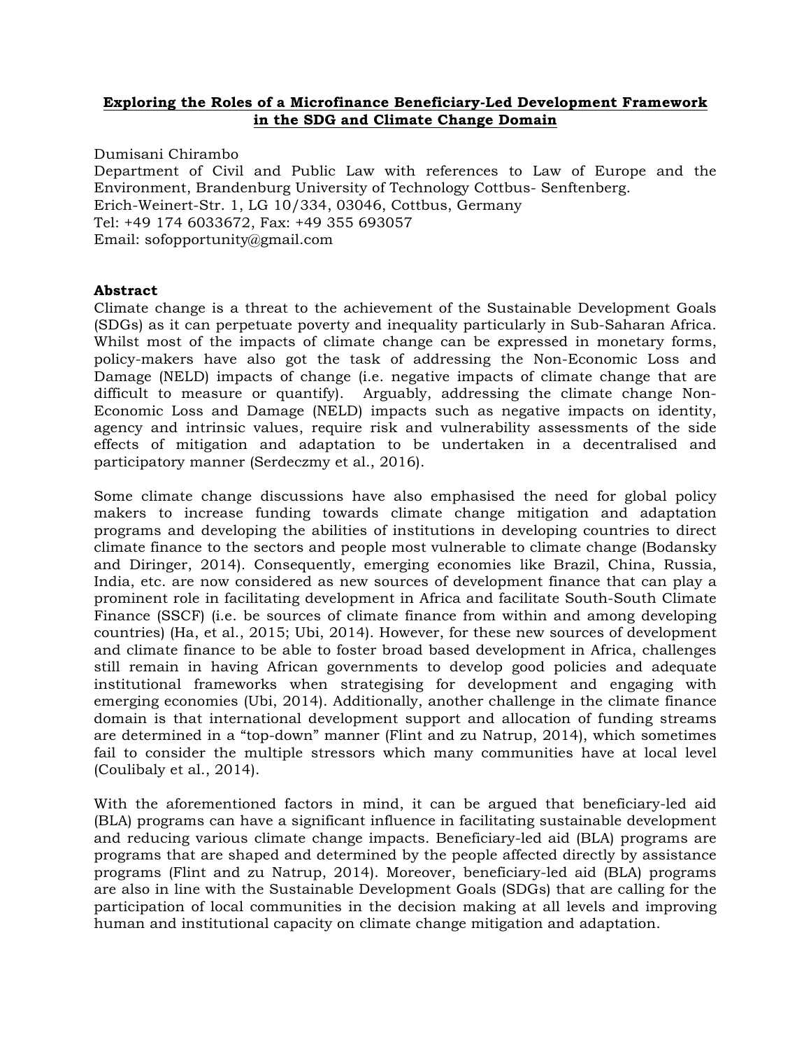**Exploring the Roles of a Microfinance Beneficiary-Led Development Framework in the SDG and Climate Change Domain**

Dumisani Chirambo
Department of Civil and Public Law with references to Law of Europe and the Environment, Brandenburg University of Technology Cottbus- Senftenberg.
Erich-Weinert-Str. 1, LG 10/334, 03046, Cottbus, Germany
Tel: +49 174 6033672, Fax: +49 355 693057
Email: sofopportunity@gmail.com

**Abstract**

Climate change is a threat to the achievement of the Sustainable Development Goals (SDGs) as it can perpetuate poverty and inequality particularly in Sub-Saharan Africa. Whilst most of the impacts of climate change can be expressed in monetary forms, policy-makers have also got the task of addressing the Non-Economic Loss and Damage (NELD) impacts of change (i.e. negative impacts of climate change that are difficult to measure or quantify). Arguably, addressing the climate change Non-Economic Loss and Damage (NELD) impacts such as negative impacts on identity, agency and intrinsic values, require risk and vulnerability assessments of the side effects of mitigation and adaptation to be undertaken in a decentralised and participatory manner (Serdeczmy et al., 2016).

Some climate change discussions have also emphasised the need for global policy makers to increase funding towards climate change mitigation and adaptation programs and developing the abilities of institutions in developing countries to direct climate finance to the sectors and people most vulnerable to climate change (Bodansky and Diringer, 2014). Consequently, emerging economies like Brazil, China, Russia, India, etc. are now considered as new sources of development finance that can play a prominent role in facilitating development in Africa and facilitate South-South Climate Finance (SSCF) (i.e. be sources of climate finance from within and among developing countries) (Ha, et al., 2015; Ubi, 2014). However, for these new sources of development and climate finance to be able to foster broad based development in Africa, challenges still remain in having African governments to develop good policies and adequate institutional frameworks when strategising for development and engaging with emerging economies (Ubi, 2014). Additionally, another challenge in the climate finance domain is that international development support and allocation of funding streams are determined in a "top-down" manner (Flint and zu Natrup, 2014), which sometimes fail to consider the multiple stressors which many communities have at local level (Coulibaly et al., 2014).

With the aforementioned factors in mind, it can be argued that beneficiary-led aid (BLA) programs can have a significant influence in facilitating sustainable development and reducing various climate change impacts. Beneficiary-led aid (BLA) programs are programs that are shaped and determined by the people affected directly by assistance programs (Flint and zu Natrup, 2014). Moreover, beneficiary-led aid (BLA) programs are also in line with the Sustainable Development Goals (SDGs) that are calling for the participation of local communities in the decision making at all levels and improving human and institutional capacity on climate change mitigation and adaptation.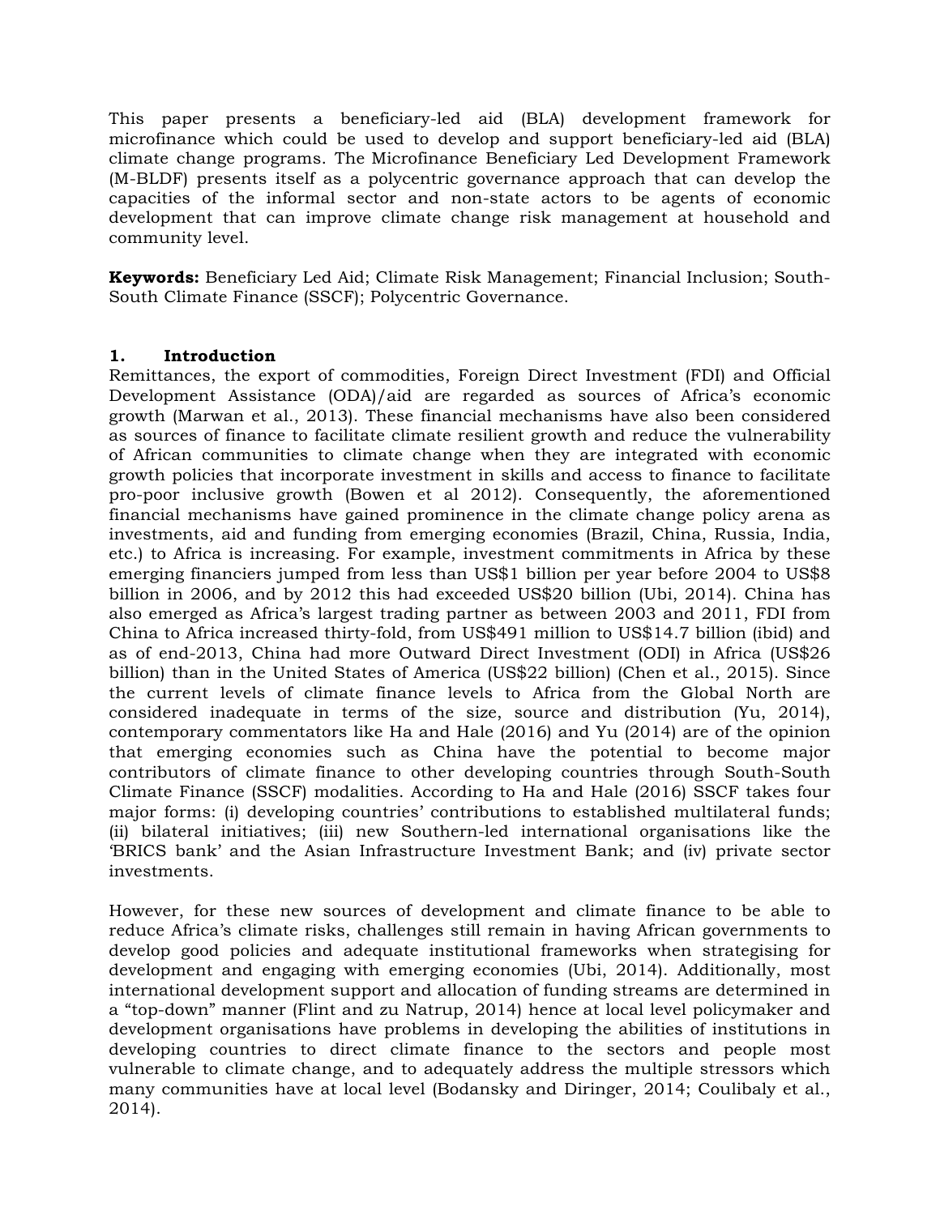This paper presents a beneficiary-led aid (BLA) development framework for microfinance which could be used to develop and support beneficiary-led aid (BLA) climate change programs. The Microfinance Beneficiary Led Development Framework (M-BLDF) presents itself as a polycentric governance approach that can develop the capacities of the informal sector and non-state actors to be agents of economic development that can improve climate change risk management at household and community level.

**Keywords:** Beneficiary Led Aid; Climate Risk Management; Financial Inclusion; South-South Climate Finance (SSCF); Polycentric Governance.

## 1. Introduction

Remittances, the export of commodities, Foreign Direct Investment (FDI) and Official Development Assistance (ODA)/aid are regarded as sources of Africa's economic growth (Marwan et al., 2013). These financial mechanisms have also been considered as sources of finance to facilitate climate resilient growth and reduce the vulnerability of African communities to climate change when they are integrated with economic growth policies that incorporate investment in skills and access to finance to facilitate pro-poor inclusive growth (Bowen et al 2012). Consequently, the aforementioned financial mechanisms have gained prominence in the climate change policy arena as investments, aid and funding from emerging economies (Brazil, China, Russia, India, etc.) to Africa is increasing. For example, investment commitments in Africa by these emerging financiers jumped from less than US$1 billion per year before 2004 to US$8 billion in 2006, and by 2012 this had exceeded US$20 billion (Ubi, 2014). China has also emerged as Africa's largest trading partner as between 2003 and 2011, FDI from China to Africa increased thirty-fold, from US$491 million to US$14.7 billion (ibid) and as of end-2013, China had more Outward Direct Investment (ODI) in Africa (US$26 billion) than in the United States of America (US$22 billion) (Chen et al., 2015). Since the current levels of climate finance levels to Africa from the Global North are considered inadequate in terms of the size, source and distribution (Yu, 2014), contemporary commentators like Ha and Hale (2016) and Yu (2014) are of the opinion that emerging economies such as China have the potential to become major contributors of climate finance to other developing countries through South-South Climate Finance (SSCF) modalities. According to Ha and Hale (2016) SSCF takes four major forms: (i) developing countries' contributions to established multilateral funds; (ii) bilateral initiatives; (iii) new Southern-led international organisations like the 'BRICS bank' and the Asian Infrastructure Investment Bank; and (iv) private sector investments.

However, for these new sources of development and climate finance to be able to reduce Africa's climate risks, challenges still remain in having African governments to develop good policies and adequate institutional frameworks when strategising for development and engaging with emerging economies (Ubi, 2014). Additionally, most international development support and allocation of funding streams are determined in a "top-down" manner (Flint and zu Natrup, 2014) hence at local level policymaker and development organisations have problems in developing the abilities of institutions in developing countries to direct climate finance to the sectors and people most vulnerable to climate change, and to adequately address the multiple stressors which many communities have at local level (Bodansky and Diringer, 2014; Coulibaly et al., 2014).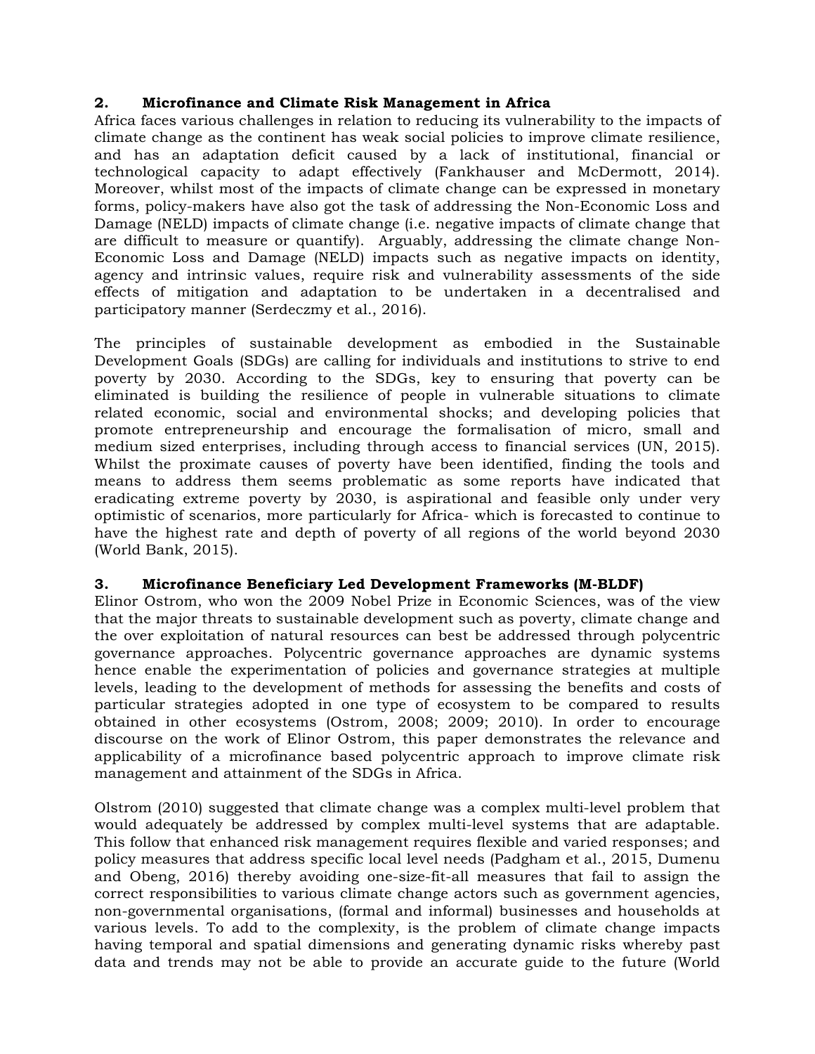## 2. Microfinance and Climate Risk Management in Africa

Africa faces various challenges in relation to reducing its vulnerability to the impacts of climate change as the continent has weak social policies to improve climate resilience, and has an adaptation deficit caused by a lack of institutional, financial or technological capacity to adapt effectively (Fankhauser and McDermott, 2014). Moreover, whilst most of the impacts of climate change can be expressed in monetary forms, policy-makers have also got the task of addressing the Non-Economic Loss and Damage (NELD) impacts of climate change (i.e. negative impacts of climate change that are difficult to measure or quantify). Arguably, addressing the climate change Non-Economic Loss and Damage (NELD) impacts such as negative impacts on identity, agency and intrinsic values, require risk and vulnerability assessments of the side effects of mitigation and adaptation to be undertaken in a decentralised and participatory manner (Serdeczmy et al., 2016).

The principles of sustainable development as embodied in the Sustainable Development Goals (SDGs) are calling for individuals and institutions to strive to end poverty by 2030. According to the SDGs, key to ensuring that poverty can be eliminated is building the resilience of people in vulnerable situations to climate related economic, social and environmental shocks; and developing policies that promote entrepreneurship and encourage the formalisation of micro, small and medium sized enterprises, including through access to financial services (UN, 2015). Whilst the proximate causes of poverty have been identified, finding the tools and means to address them seems problematic as some reports have indicated that eradicating extreme poverty by 2030, is aspirational and feasible only under very optimistic of scenarios, more particularly for Africa- which is forecasted to continue to have the highest rate and depth of poverty of all regions of the world beyond 2030 (World Bank, 2015).

## 3. Microfinance Beneficiary Led Development Frameworks (M-BLDF)

Elinor Ostrom, who won the 2009 Nobel Prize in Economic Sciences, was of the view that the major threats to sustainable development such as poverty, climate change and the over exploitation of natural resources can best be addressed through polycentric governance approaches. Polycentric governance approaches are dynamic systems hence enable the experimentation of policies and governance strategies at multiple levels, leading to the development of methods for assessing the benefits and costs of particular strategies adopted in one type of ecosystem to be compared to results obtained in other ecosystems (Ostrom, 2008; 2009; 2010). In order to encourage discourse on the work of Elinor Ostrom, this paper demonstrates the relevance and applicability of a microfinance based polycentric approach to improve climate risk management and attainment of the SDGs in Africa.

Olstrom (2010) suggested that climate change was a complex multi-level problem that would adequately be addressed by complex multi-level systems that are adaptable. This follow that enhanced risk management requires flexible and varied responses; and policy measures that address specific local level needs (Padgham et al., 2015, Dumenu and Obeng, 2016) thereby avoiding one-size-fit-all measures that fail to assign the correct responsibilities to various climate change actors such as government agencies, non-governmental organisations, (formal and informal) businesses and households at various levels. To add to the complexity, is the problem of climate change impacts having temporal and spatial dimensions and generating dynamic risks whereby past data and trends may not be able to provide an accurate guide to the future (World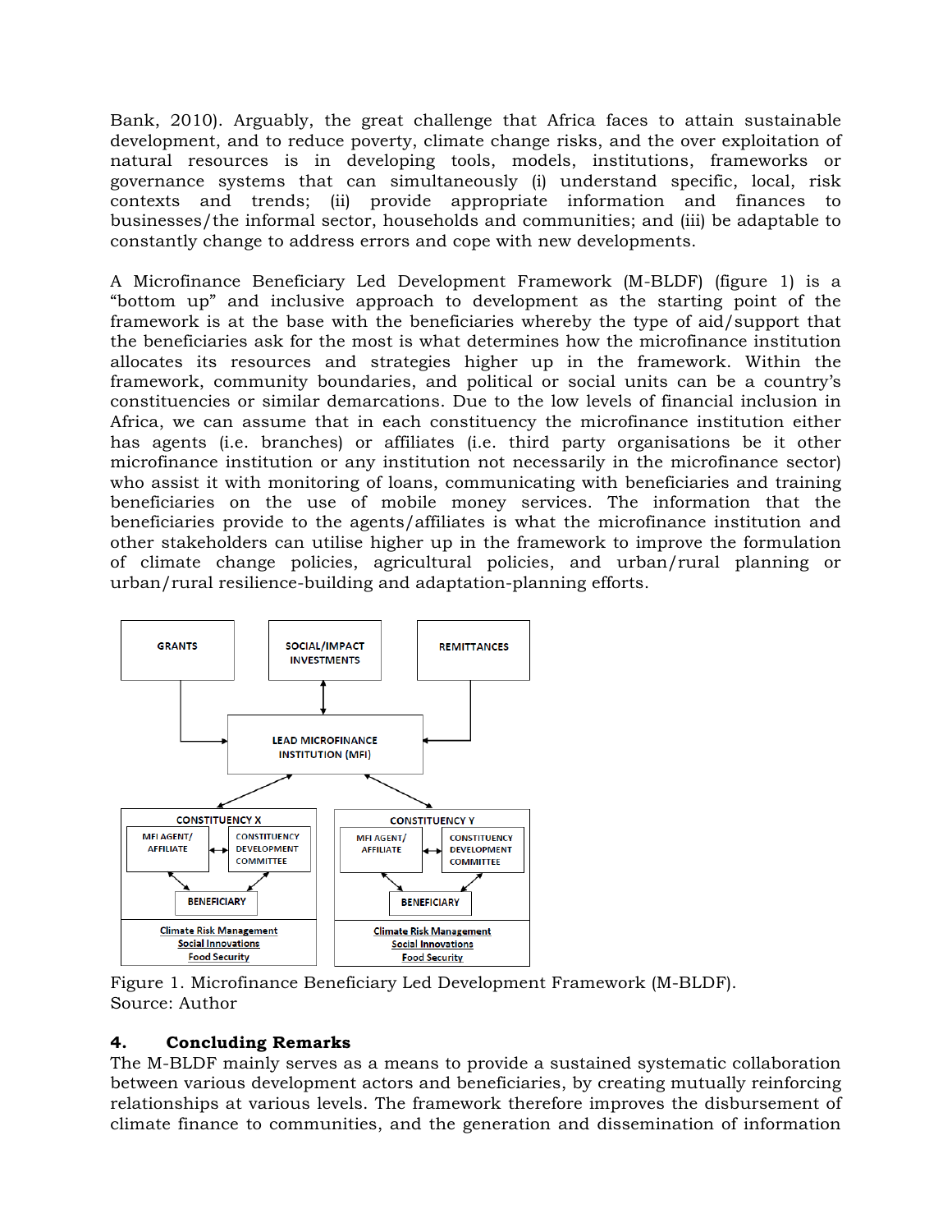Bank, 2010). Arguably, the great challenge that Africa faces to attain sustainable development, and to reduce poverty, climate change risks, and the over exploitation of natural resources is in developing tools, models, institutions, frameworks or governance systems that can simultaneously (i) understand specific, local, risk contexts and trends; (ii) provide appropriate information and finances to businesses/the informal sector, households and communities; and (iii) be adaptable to constantly change to address errors and cope with new developments.

A Microfinance Beneficiary Led Development Framework (M-BLDF) (figure 1) is a "bottom up" and inclusive approach to development as the starting point of the framework is at the base with the beneficiaries whereby the type of aid/support that the beneficiaries ask for the most is what determines how the microfinance institution allocates its resources and strategies higher up in the framework. Within the framework, community boundaries, and political or social units can be a country's constituencies or similar demarcations. Due to the low levels of financial inclusion in Africa, we can assume that in each constituency the microfinance institution either has agents (i.e. branches) or affiliates (i.e. third party organisations be it other microfinance institution or any institution not necessarily in the microfinance sector) who assist it with monitoring of loans, communicating with beneficiaries and training beneficiaries on the use of mobile money services. The information that the beneficiaries provide to the agents/affiliates is what the microfinance institution and other stakeholders can utilise higher up in the framework to improve the formulation of climate change policies, agricultural policies, and urban/rural planning or urban/rural resilience-building and adaptation-planning efforts.

GRANTS

SOCIAL/IMPACT INVESTMENTS

REMITTANCES

LEAD MICROFINANCE INSTITUTION (MFI)

CONSTITUENCY X

MFI AGENT/ AFFILIATE

CONSTITUENCY DEVELOPMENT COMMITTEE

BENEFICIARY

Climate Risk Management
Social Innovations
Food Security

CONSTITUENCY Y

MFI AGENT/ AFFILIATE

CONSTITUENCY DEVELOPMENT COMMITTEE

BENEFICIARY

Climate Risk Management
Social Innovations
Food Security

Figure 1. Microfinance Beneficiary Led Development Framework (M-BLDF).
Source: Author

## 4. Concluding Remarks

The M-BLDF mainly serves as a means to provide a sustained systematic collaboration between various development actors and beneficiaries, by creating mutually reinforcing relationships at various levels. The framework therefore improves the disbursement of climate finance to communities, and the generation and dissemination of information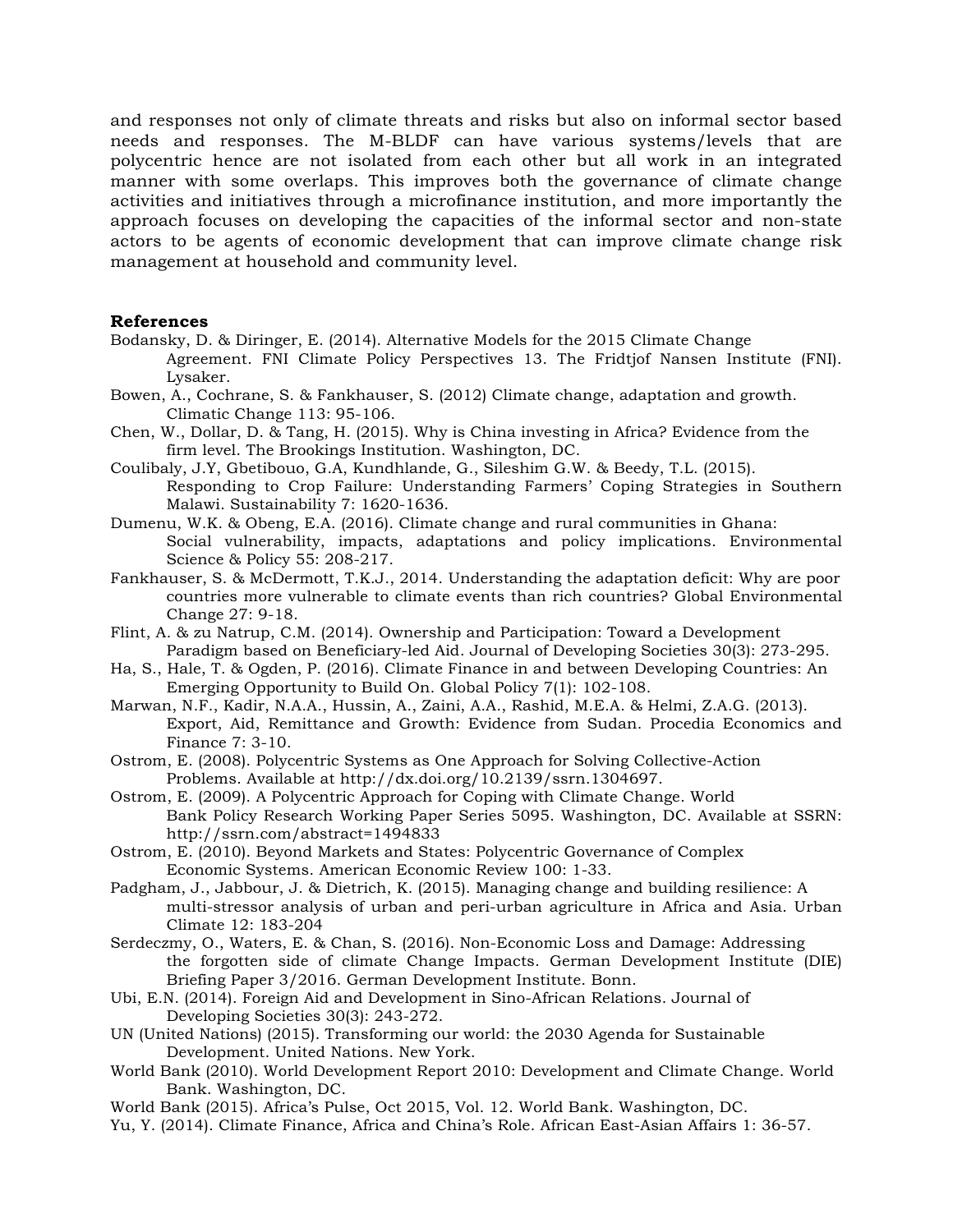and responses not only of climate threats and risks but also on informal sector based needs and responses. The M-BLDF can have various systems/levels that are polycentric hence are not isolated from each other but all work in an integrated manner with some overlaps. This improves both the governance of climate change activities and initiatives through a microfinance institution, and more importantly the approach focuses on developing the capacities of the informal sector and non-state actors to be agents of economic development that can improve climate change risk management at household and community level.

**References**

Bodansky, D. & Diringer, E. (2014). Alternative Models for the 2015 Climate Change Agreement. FNI Climate Policy Perspectives 13. The Fridtjof Nansen Institute (FNI). Lysaker.

Bowen, A., Cochrane, S. & Fankhauser, S. (2012) Climate change, adaptation and growth. Climatic Change 113: 95-106.

Chen, W., Dollar, D. & Tang, H. (2015). Why is China investing in Africa? Evidence from the firm level. The Brookings Institution. Washington, DC.

Coulibaly, J.Y, Gbetibouo, G.A, Kundhlande, G., Sileshim G.W. & Beedy, T.L. (2015). Responding to Crop Failure: Understanding Farmers' Coping Strategies in Southern Malawi. Sustainability 7: 1620-1636.

Dumenu, W.K. & Obeng, E.A. (2016). Climate change and rural communities in Ghana: Social vulnerability, impacts, adaptations and policy implications. Environmental Science & Policy 55: 208-217.

Fankhauser, S. & McDermott, T.K.J., 2014. Understanding the adaptation deficit: Why are poor countries more vulnerable to climate events than rich countries? Global Environmental Change 27: 9-18.

Flint, A. & zu Natrup, C.M. (2014). Ownership and Participation: Toward a Development Paradigm based on Beneficiary-led Aid. Journal of Developing Societies 30(3): 273-295.

Ha, S., Hale, T. & Ogden, P. (2016). Climate Finance in and between Developing Countries: An Emerging Opportunity to Build On. Global Policy 7(1): 102-108.

Marwan, N.F., Kadir, N.A.A., Hussin, A., Zaini, A.A., Rashid, M.E.A. & Helmi, Z.A.G. (2013). Export, Aid, Remittance and Growth: Evidence from Sudan. Procedia Economics and Finance 7: 3-10.

Ostrom, E. (2008). Polycentric Systems as One Approach for Solving Collective-Action Problems. Available at http://dx.doi.org/10.2139/ssrn.1304697.

Ostrom, E. (2009). A Polycentric Approach for Coping with Climate Change. World Bank Policy Research Working Paper Series 5095. Washington, DC. Available at SSRN: http://ssrn.com/abstract=1494833

Ostrom, E. (2010). Beyond Markets and States: Polycentric Governance of Complex Economic Systems. American Economic Review 100: 1-33.

Padgham, J., Jabbour, J. & Dietrich, K. (2015). Managing change and building resilience: A multi-stressor analysis of urban and peri-urban agriculture in Africa and Asia. Urban Climate 12: 183-204

Serdeczmy, O., Waters, E. & Chan, S. (2016). Non-Economic Loss and Damage: Addressing the forgotten side of climate Change Impacts. German Development Institute (DIE) Briefing Paper 3/2016. German Development Institute. Bonn.

Ubi, E.N. (2014). Foreign Aid and Development in Sino-African Relations. Journal of Developing Societies 30(3): 243-272.

UN (United Nations) (2015). Transforming our world: the 2030 Agenda for Sustainable Development. United Nations. New York.

World Bank (2010). World Development Report 2010: Development and Climate Change. World Bank. Washington, DC.

World Bank (2015). Africa's Pulse, Oct 2015, Vol. 12. World Bank. Washington, DC.

Yu, Y. (2014). Climate Finance, Africa and China's Role. African East-Asian Affairs 1: 36-57.